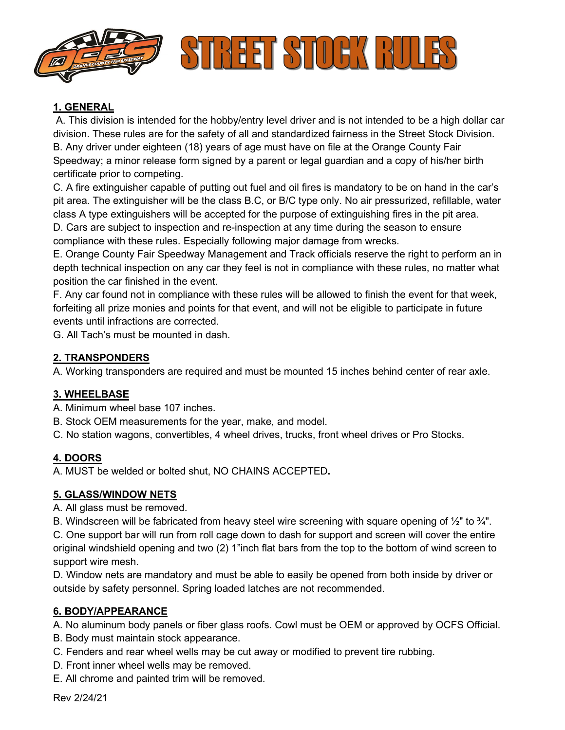# STREET STOCK RULES

## 1. GENERAL

A. This division is intended for the hobby/entry level driver and is not intended to be a high dollar car division. These rules are for the safety of all and standardized fairness in the Street Stock Division.
B. Any driver under eighteen (18) years of age must have on file at the Orange County Fair Speedway; a minor release form signed by a parent or legal guardian and a copy of his/her birth certificate prior to competing.
C. A fire extinguisher capable of putting out fuel and oil fires is mandatory to be on hand in the car's pit area. The extinguisher will be the class B.C, or B/C type only. No air pressurized, refillable, water class A type extinguishers will be accepted for the purpose of extinguishing fires in the pit area.
D. Cars are subject to inspection and re-inspection at any time during the season to ensure compliance with these rules. Especially following major damage from wrecks.
E. Orange County Fair Speedway Management and Track officials reserve the right to perform an in depth technical inspection on any car they feel is not in compliance with these rules, no matter what position the car finished in the event.
F. Any car found not in compliance with these rules will be allowed to finish the event for that week, forfeiting all prize monies and points for that event, and will not be eligible to participate in future events until infractions are corrected.
G. All Tach's must be mounted in dash.

## 2. TRANSPONDERS

A. Working transponders are required and must be mounted 15 inches behind center of rear axle.

## 3. WHEELBASE

A. Minimum wheel base 107 inches.
B. Stock OEM measurements for the year, make, and model.
C. No station wagons, convertibles, 4 wheel drives, trucks, front wheel drives or Pro Stocks.

## 4. DOORS

A. MUST be welded or bolted shut, NO CHAINS ACCEPTED**.**

## 5. GLASS/WINDOW NETS

A. All glass must be removed.
B. Windscreen will be fabricated from heavy steel wire screening with square opening of ½" to ¾".
C. One support bar will run from roll cage down to dash for support and screen will cover the entire original windshield opening and two (2) 1"inch flat bars from the top to the bottom of wind screen to support wire mesh.
D. Window nets are mandatory and must be able to easily be opened from both inside by driver or outside by safety personnel. Spring loaded latches are not recommended.

## 6. BODY/APPEARANCE

A. No aluminum body panels or fiber glass roofs. Cowl must be OEM or approved by OCFS Official.
B. Body must maintain stock appearance.
C. Fenders and rear wheel wells may be cut away or modified to prevent tire rubbing.
D. Front inner wheel wells may be removed.
E. All chrome and painted trim will be removed.

Rev 2/24/21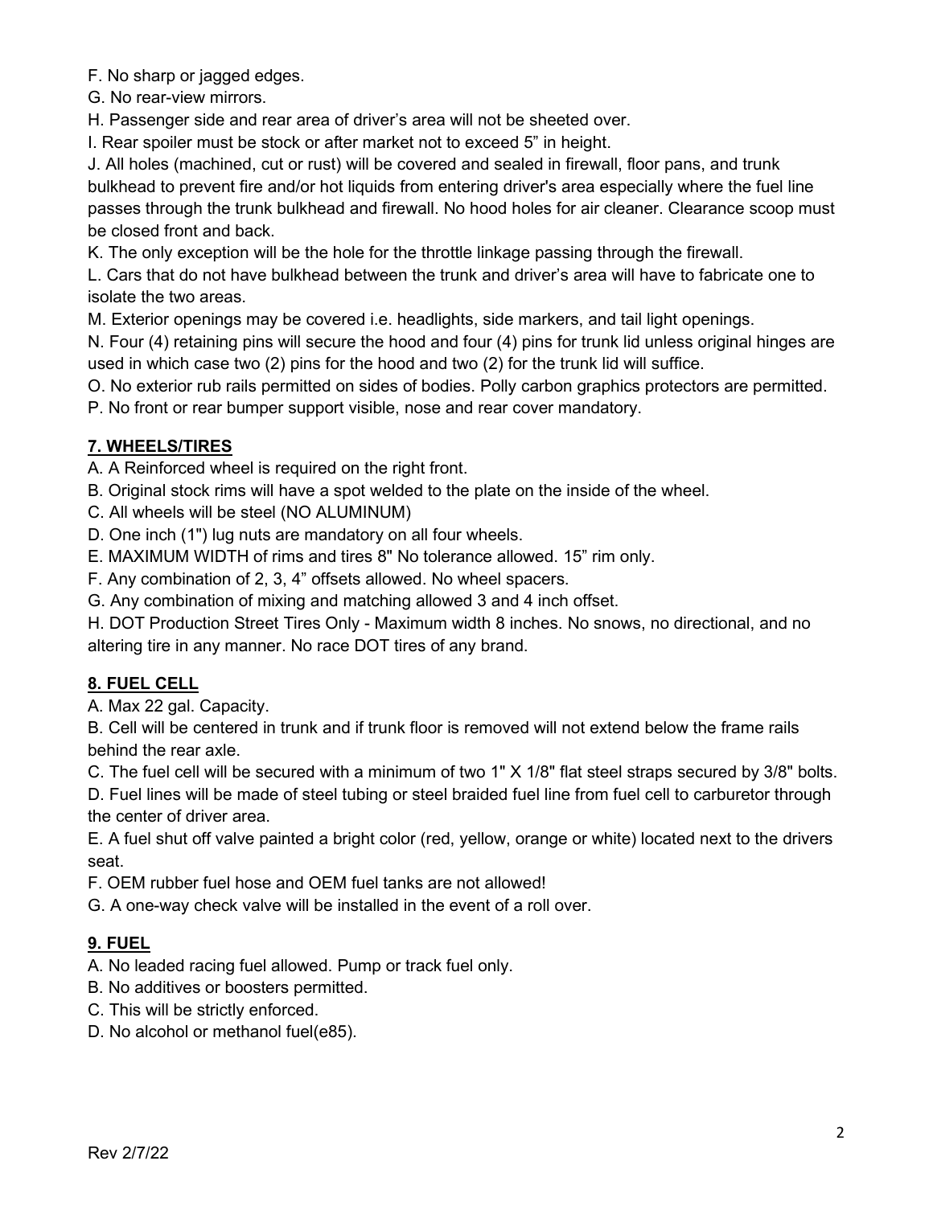F. No sharp or jagged edges.

G. No rear-view mirrors.

H. Passenger side and rear area of driver's area will not be sheeted over.

I. Rear spoiler must be stock or after market not to exceed 5" in height.

J. All holes (machined, cut or rust) will be covered and sealed in firewall, floor pans, and trunk bulkhead to prevent fire and/or hot liquids from entering driver's area especially where the fuel line passes through the trunk bulkhead and firewall. No hood holes for air cleaner. Clearance scoop must be closed front and back.

K. The only exception will be the hole for the throttle linkage passing through the firewall.

L. Cars that do not have bulkhead between the trunk and driver's area will have to fabricate one to isolate the two areas.

M. Exterior openings may be covered i.e. headlights, side markers, and tail light openings.

N. Four (4) retaining pins will secure the hood and four (4) pins for trunk lid unless original hinges are used in which case two (2) pins for the hood and two (2) for the trunk lid will suffice.

O. No exterior rub rails permitted on sides of bodies. Polly carbon graphics protectors are permitted.

P. No front or rear bumper support visible, nose and rear cover mandatory.

## 7. WHEELS/TIRES

A. A Reinforced wheel is required on the right front.

B. Original stock rims will have a spot welded to the plate on the inside of the wheel.

C. All wheels will be steel (NO ALUMINUM)

D. One inch (1") lug nuts are mandatory on all four wheels.

E. MAXIMUM WIDTH of rims and tires 8" No tolerance allowed. 15" rim only.

F. Any combination of 2, 3, 4" offsets allowed. No wheel spacers.

G. Any combination of mixing and matching allowed 3 and 4 inch offset.

H. DOT Production Street Tires Only - Maximum width 8 inches. No snows, no directional, and no altering tire in any manner. No race DOT tires of any brand.

## 8. FUEL CELL

A. Max 22 gal. Capacity.

B. Cell will be centered in trunk and if trunk floor is removed will not extend below the frame rails behind the rear axle.

C. The fuel cell will be secured with a minimum of two 1" X 1/8" flat steel straps secured by 3/8" bolts.

D. Fuel lines will be made of steel tubing or steel braided fuel line from fuel cell to carburetor through the center of driver area.

E. A fuel shut off valve painted a bright color (red, yellow, orange or white) located next to the drivers seat.

F. OEM rubber fuel hose and OEM fuel tanks are not allowed!

G. A one-way check valve will be installed in the event of a roll over.

## 9. FUEL

A. No leaded racing fuel allowed. Pump or track fuel only.

B. No additives or boosters permitted.

C. This will be strictly enforced.

D. No alcohol or methanol fuel(e85).

Rev 2/7/22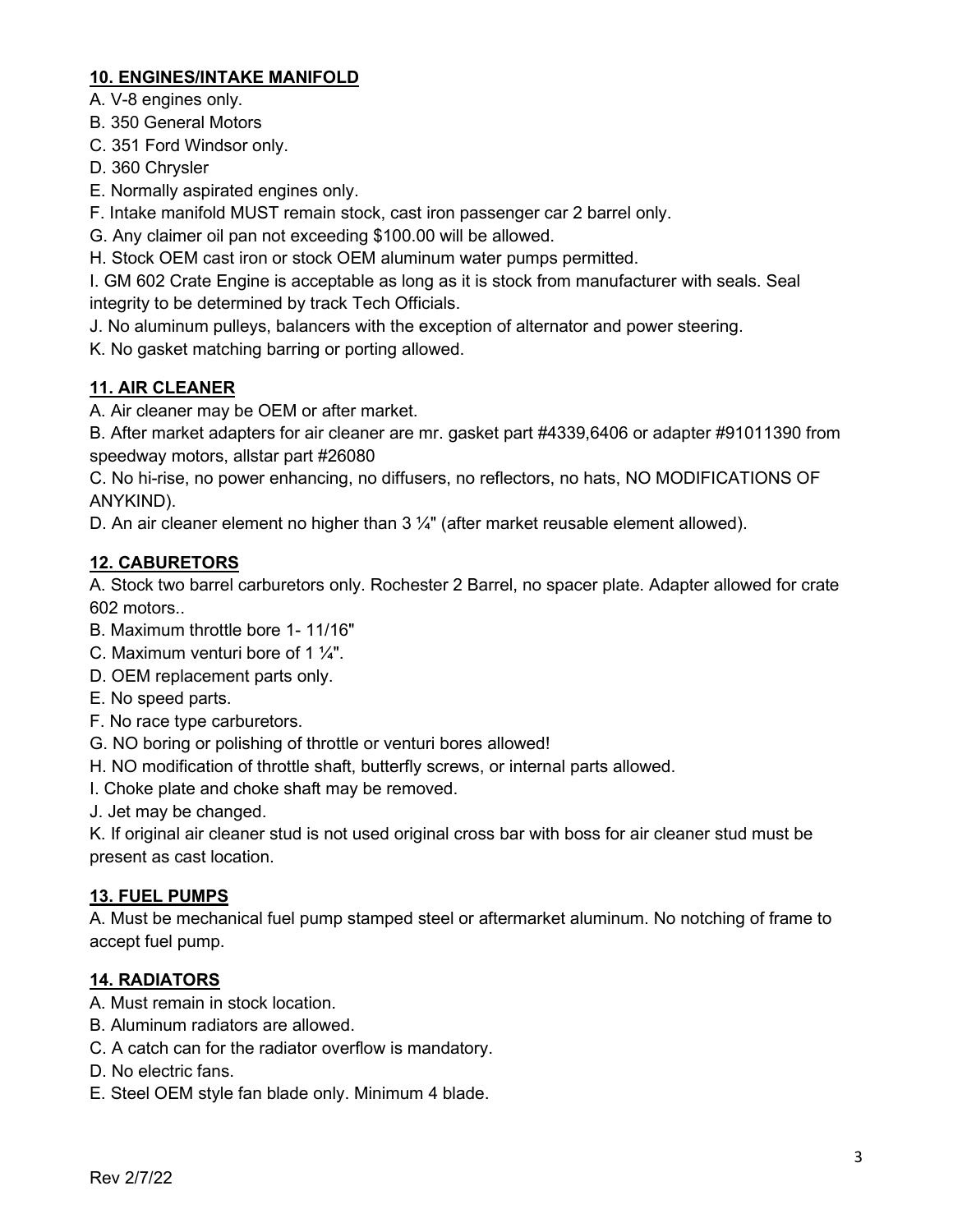**10. ENGINES/INTAKE MANIFOLD**

A. V-8 engines only.
B. 350 General Motors
C. 351 Ford Windsor only.
D. 360 Chrysler
E. Normally aspirated engines only.
F. Intake manifold MUST remain stock, cast iron passenger car 2 barrel only.
G. Any claimer oil pan not exceeding $100.00 will be allowed.
H. Stock OEM cast iron or stock OEM aluminum water pumps permitted.
I. GM 602 Crate Engine is acceptable as long as it is stock from manufacturer with seals. Seal integrity to be determined by track Tech Officials.
J. No aluminum pulleys, balancers with the exception of alternator and power steering.
K. No gasket matching barring or porting allowed.

**11. AIR CLEANER**

A. Air cleaner may be OEM or after market.
B. After market adapters for air cleaner are mr. gasket part #4339,6406 or adapter #91011390 from speedway motors, allstar part #26080
C. No hi-rise, no power enhancing, no diffusers, no reflectors, no hats, NO MODIFICATIONS OF ANYKIND).
D. An air cleaner element no higher than 3 ¼" (after market reusable element allowed).

**12. CABURETORS**

A. Stock two barrel carburetors only. Rochester 2 Barrel, no spacer plate. Adapter allowed for crate 602 motors..
B. Maximum throttle bore 1- 11/16"
C. Maximum venturi bore of 1 ¼".
D. OEM replacement parts only.
E. No speed parts.
F. No race type carburetors.
G. NO boring or polishing of throttle or venturi bores allowed!
H. NO modification of throttle shaft, butterfly screws, or internal parts allowed.
I. Choke plate and choke shaft may be removed.
J. Jet may be changed.
K. If original air cleaner stud is not used original cross bar with boss for air cleaner stud must be present as cast location.

**13. FUEL PUMPS**

A. Must be mechanical fuel pump stamped steel or aftermarket aluminum. No notching of frame to accept fuel pump.

**14. RADIATORS**

A. Must remain in stock location.
B. Aluminum radiators are allowed.
C. A catch can for the radiator overflow is mandatory.
D. No electric fans.
E. Steel OEM style fan blade only. Minimum 4 blade.

Rev 2/7/22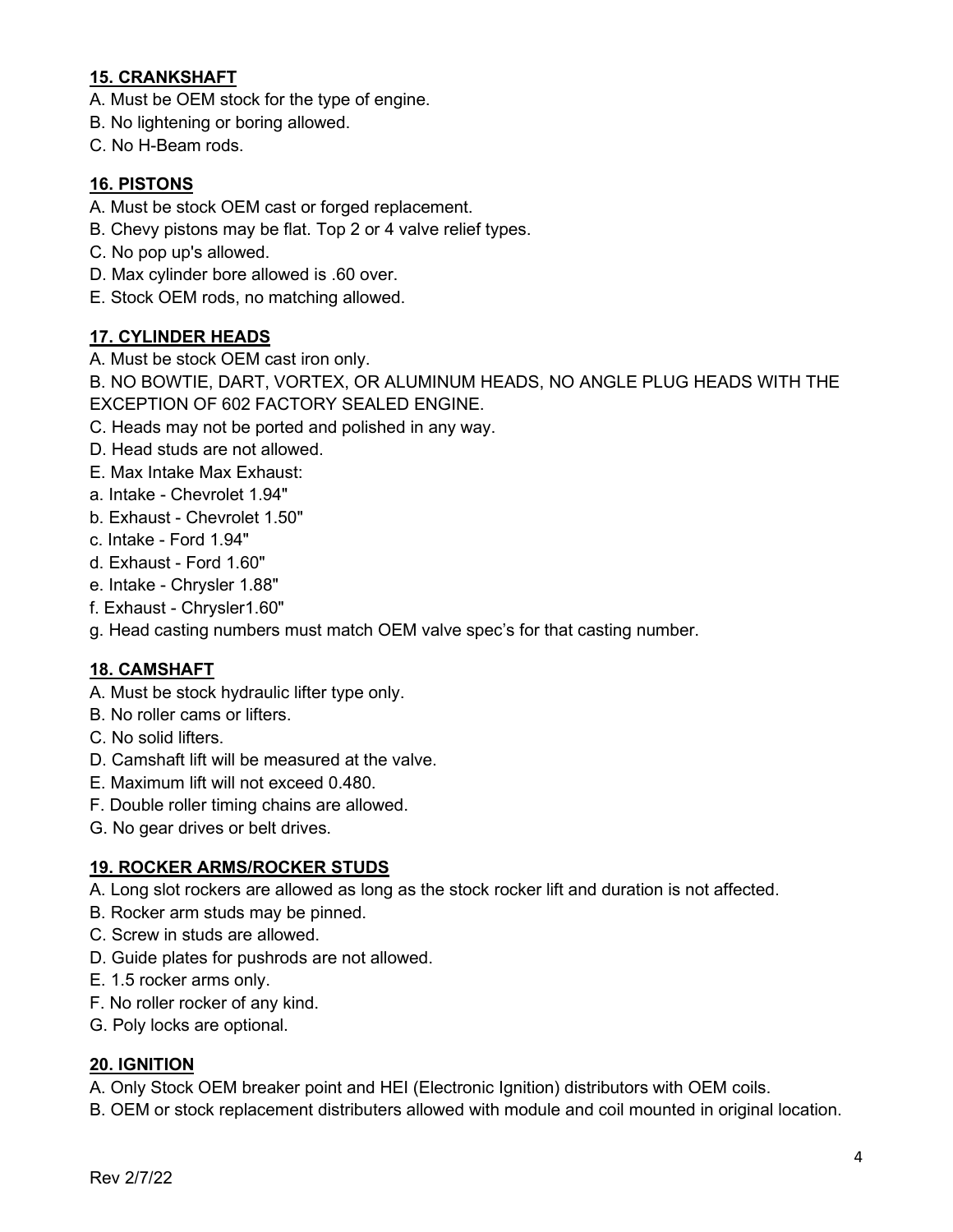## 15. CRANKSHAFT

A. Must be OEM stock for the type of engine.
B. No lightening or boring allowed.
C. No H-Beam rods.

## 16. PISTONS

A. Must be stock OEM cast or forged replacement.
B. Chevy pistons may be flat. Top 2 or 4 valve relief types.
C. No pop up's allowed.
D. Max cylinder bore allowed is .60 over.
E. Stock OEM rods, no matching allowed.

## 17. CYLINDER HEADS

A. Must be stock OEM cast iron only.
B. NO BOWTIE, DART, VORTEX, OR ALUMINUM HEADS, NO ANGLE PLUG HEADS WITH THE EXCEPTION OF 602 FACTORY SEALED ENGINE.
C. Heads may not be ported and polished in any way.
D. Head studs are not allowed.
E. Max Intake Max Exhaust:
a. Intake - Chevrolet 1.94"
b. Exhaust - Chevrolet 1.50"
c. Intake - Ford 1.94"
d. Exhaust - Ford 1.60"
e. Intake - Chrysler 1.88"
f. Exhaust - Chrysler1.60"
g. Head casting numbers must match OEM valve spec's for that casting number.

## 18. CAMSHAFT

A. Must be stock hydraulic lifter type only.
B. No roller cams or lifters.
C. No solid lifters.
D. Camshaft lift will be measured at the valve.
E. Maximum lift will not exceed 0.480.
F. Double roller timing chains are allowed.
G. No gear drives or belt drives.

## 19. ROCKER ARMS/ROCKER STUDS

A. Long slot rockers are allowed as long as the stock rocker lift and duration is not affected.
B. Rocker arm studs may be pinned.
C. Screw in studs are allowed.
D. Guide plates for pushrods are not allowed.
E. 1.5 rocker arms only.
F. No roller rocker of any kind.
G. Poly locks are optional.

## 20. IGNITION

A. Only Stock OEM breaker point and HEI (Electronic Ignition) distributors with OEM coils.
B. OEM or stock replacement distributers allowed with module and coil mounted in original location.

Rev 2/7/22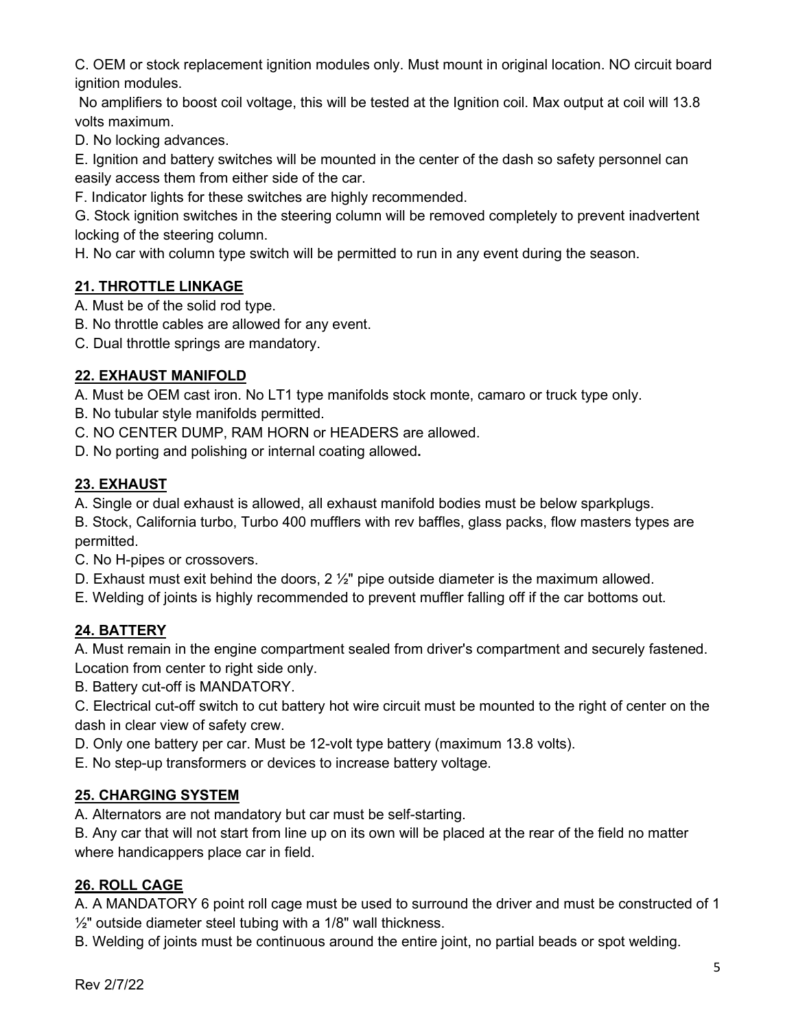C. OEM or stock replacement ignition modules only. Must mount in original location. NO circuit board ignition modules.

No amplifiers to boost coil voltage, this will be tested at the Ignition coil. Max output at coil will 13.8 volts maximum.

D. No locking advances.

E. Ignition and battery switches will be mounted in the center of the dash so safety personnel can easily access them from either side of the car.

F. Indicator lights for these switches are highly recommended.

G. Stock ignition switches in the steering column will be removed completely to prevent inadvertent locking of the steering column.

H. No car with column type switch will be permitted to run in any event during the season.

## 21. THROTTLE LINKAGE

A. Must be of the solid rod type.

B. No throttle cables are allowed for any event.

C. Dual throttle springs are mandatory.

## 22. EXHAUST MANIFOLD

A. Must be OEM cast iron. No LT1 type manifolds stock monte, camaro or truck type only.

B. No tubular style manifolds permitted.

C. NO CENTER DUMP, RAM HORN or HEADERS are allowed.

D. No porting and polishing or internal coating allowed**.**

## 23. EXHAUST

A. Single or dual exhaust is allowed, all exhaust manifold bodies must be below sparkplugs.

B. Stock, California turbo, Turbo 400 mufflers with rev baffles, glass packs, flow masters types are permitted.

C. No H-pipes or crossovers.

D. Exhaust must exit behind the doors, 2 ½" pipe outside diameter is the maximum allowed.

E. Welding of joints is highly recommended to prevent muffler falling off if the car bottoms out.

## 24. BATTERY

A. Must remain in the engine compartment sealed from driver's compartment and securely fastened. Location from center to right side only.

B. Battery cut-off is MANDATORY.

C. Electrical cut-off switch to cut battery hot wire circuit must be mounted to the right of center on the dash in clear view of safety crew.

D. Only one battery per car. Must be 12-volt type battery (maximum 13.8 volts).

E. No step-up transformers or devices to increase battery voltage.

## 25. CHARGING SYSTEM

A. Alternators are not mandatory but car must be self-starting.

B. Any car that will not start from line up on its own will be placed at the rear of the field no matter where handicappers place car in field.

## 26. ROLL CAGE

A. A MANDATORY 6 point roll cage must be used to surround the driver and must be constructed of 1 ½" outside diameter steel tubing with a 1/8" wall thickness.

B. Welding of joints must be continuous around the entire joint, no partial beads or spot welding.

Rev 2/7/22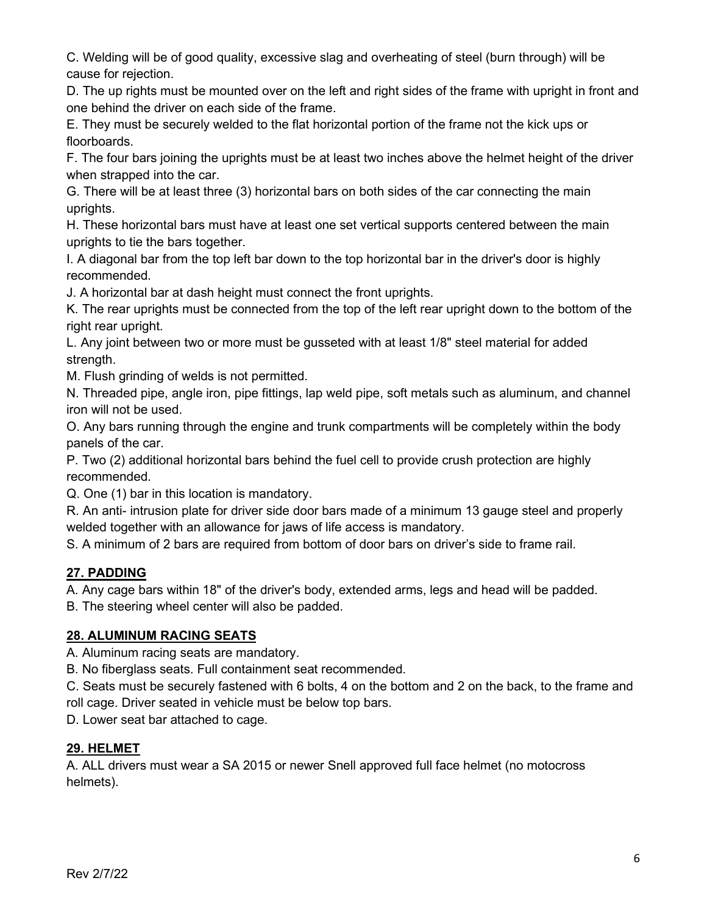C. Welding will be of good quality, excessive slag and overheating of steel (burn through) will be cause for rejection.

D. The up rights must be mounted over on the left and right sides of the frame with upright in front and one behind the driver on each side of the frame.

E. They must be securely welded to the flat horizontal portion of the frame not the kick ups or floorboards.

F. The four bars joining the uprights must be at least two inches above the helmet height of the driver when strapped into the car.

G. There will be at least three (3) horizontal bars on both sides of the car connecting the main uprights.

H. These horizontal bars must have at least one set vertical supports centered between the main uprights to tie the bars together.

I. A diagonal bar from the top left bar down to the top horizontal bar in the driver's door is highly recommended.

J. A horizontal bar at dash height must connect the front uprights.

K. The rear uprights must be connected from the top of the left rear upright down to the bottom of the right rear upright.

L. Any joint between two or more must be gusseted with at least 1/8" steel material for added strength.

M. Flush grinding of welds is not permitted.

N. Threaded pipe, angle iron, pipe fittings, lap weld pipe, soft metals such as aluminum, and channel iron will not be used.

O. Any bars running through the engine and trunk compartments will be completely within the body panels of the car.

P. Two (2) additional horizontal bars behind the fuel cell to provide crush protection are highly recommended.

Q. One (1) bar in this location is mandatory.

R. An anti- intrusion plate for driver side door bars made of a minimum 13 gauge steel and properly welded together with an allowance for jaws of life access is mandatory.

S. A minimum of 2 bars are required from bottom of door bars on driver's side to frame rail.

## 27. PADDING

A. Any cage bars within 18" of the driver's body, extended arms, legs and head will be padded.

B. The steering wheel center will also be padded.

## 28. ALUMINUM RACING SEATS

A. Aluminum racing seats are mandatory.

B. No fiberglass seats. Full containment seat recommended.

C. Seats must be securely fastened with 6 bolts, 4 on the bottom and 2 on the back, to the frame and roll cage. Driver seated in vehicle must be below top bars.

D. Lower seat bar attached to cage.

## 29. HELMET

A. ALL drivers must wear a SA 2015 or newer Snell approved full face helmet (no motocross helmets).

Rev 2/7/22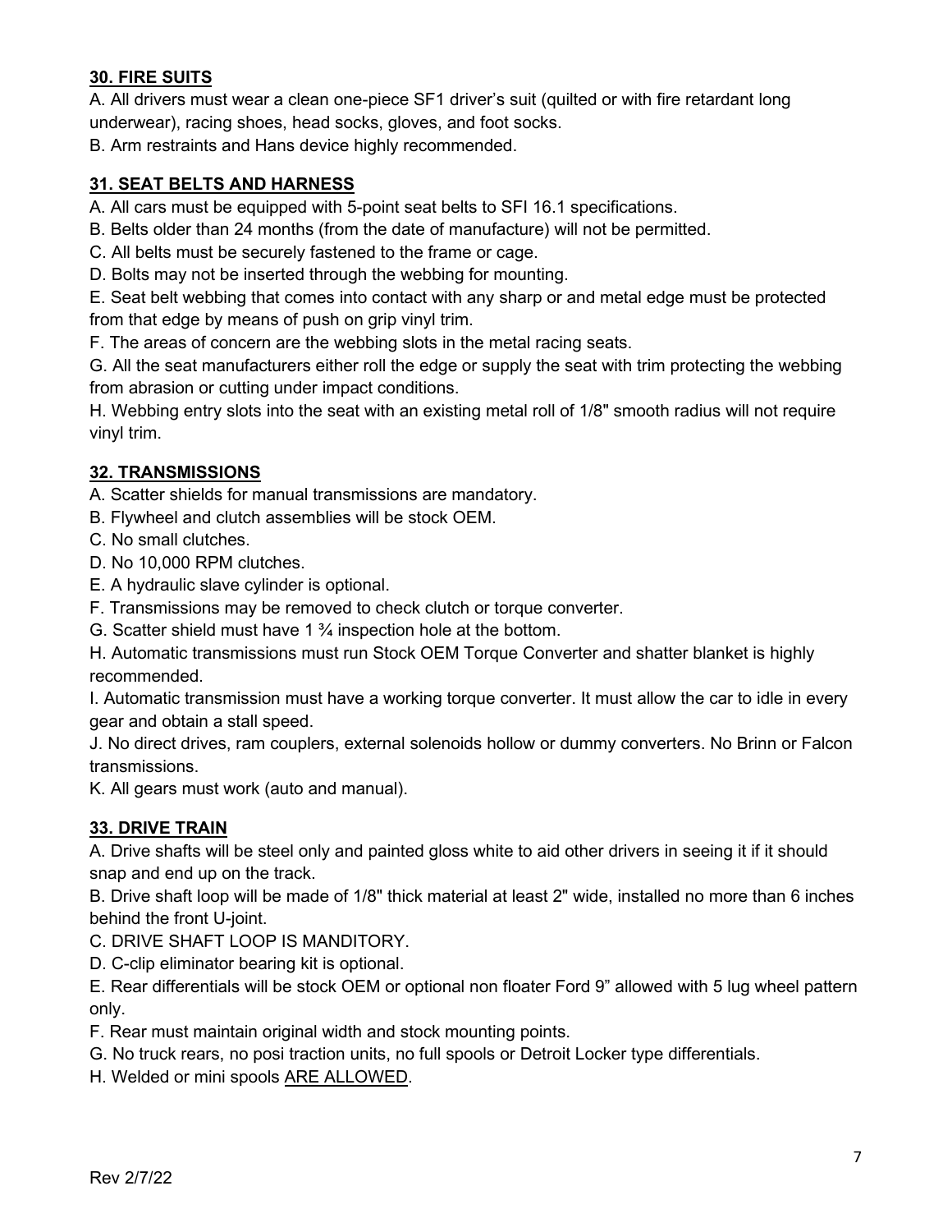## 30. FIRE SUITS

A. All drivers must wear a clean one-piece SF1 driver's suit (quilted or with fire retardant long underwear), racing shoes, head socks, gloves, and foot socks.

B. Arm restraints and Hans device highly recommended.

## 31. SEAT BELTS AND HARNESS

A. All cars must be equipped with 5-point seat belts to SFI 16.1 specifications.

B. Belts older than 24 months (from the date of manufacture) will not be permitted.

C. All belts must be securely fastened to the frame or cage.

D. Bolts may not be inserted through the webbing for mounting.

E. Seat belt webbing that comes into contact with any sharp or and metal edge must be protected from that edge by means of push on grip vinyl trim.

F. The areas of concern are the webbing slots in the metal racing seats.

G. All the seat manufacturers either roll the edge or supply the seat with trim protecting the webbing from abrasion or cutting under impact conditions.

H. Webbing entry slots into the seat with an existing metal roll of 1/8" smooth radius will not require vinyl trim.

## 32. TRANSMISSIONS

A. Scatter shields for manual transmissions are mandatory.

B. Flywheel and clutch assemblies will be stock OEM.

C. No small clutches.

D. No 10,000 RPM clutches.

E. A hydraulic slave cylinder is optional.

F. Transmissions may be removed to check clutch or torque converter.

G. Scatter shield must have 1 ¾ inspection hole at the bottom.

H. Automatic transmissions must run Stock OEM Torque Converter and shatter blanket is highly recommended.

I. Automatic transmission must have a working torque converter. It must allow the car to idle in every gear and obtain a stall speed.

J. No direct drives, ram couplers, external solenoids hollow or dummy converters. No Brinn or Falcon transmissions.

K. All gears must work (auto and manual).

## 33. DRIVE TRAIN

A. Drive shafts will be steel only and painted gloss white to aid other drivers in seeing it if it should snap and end up on the track.

B. Drive shaft loop will be made of 1/8" thick material at least 2" wide, installed no more than 6 inches behind the front U-joint.

C. DRIVE SHAFT LOOP IS MANDITORY.

D. C-clip eliminator bearing kit is optional.

E. Rear differentials will be stock OEM or optional non floater Ford 9" allowed with 5 lug wheel pattern only.

F. Rear must maintain original width and stock mounting points.

G. No truck rears, no posi traction units, no full spools or Detroit Locker type differentials.

H. Welded or mini spools <u>ARE ALLOWED</u>.

Rev 2/7/22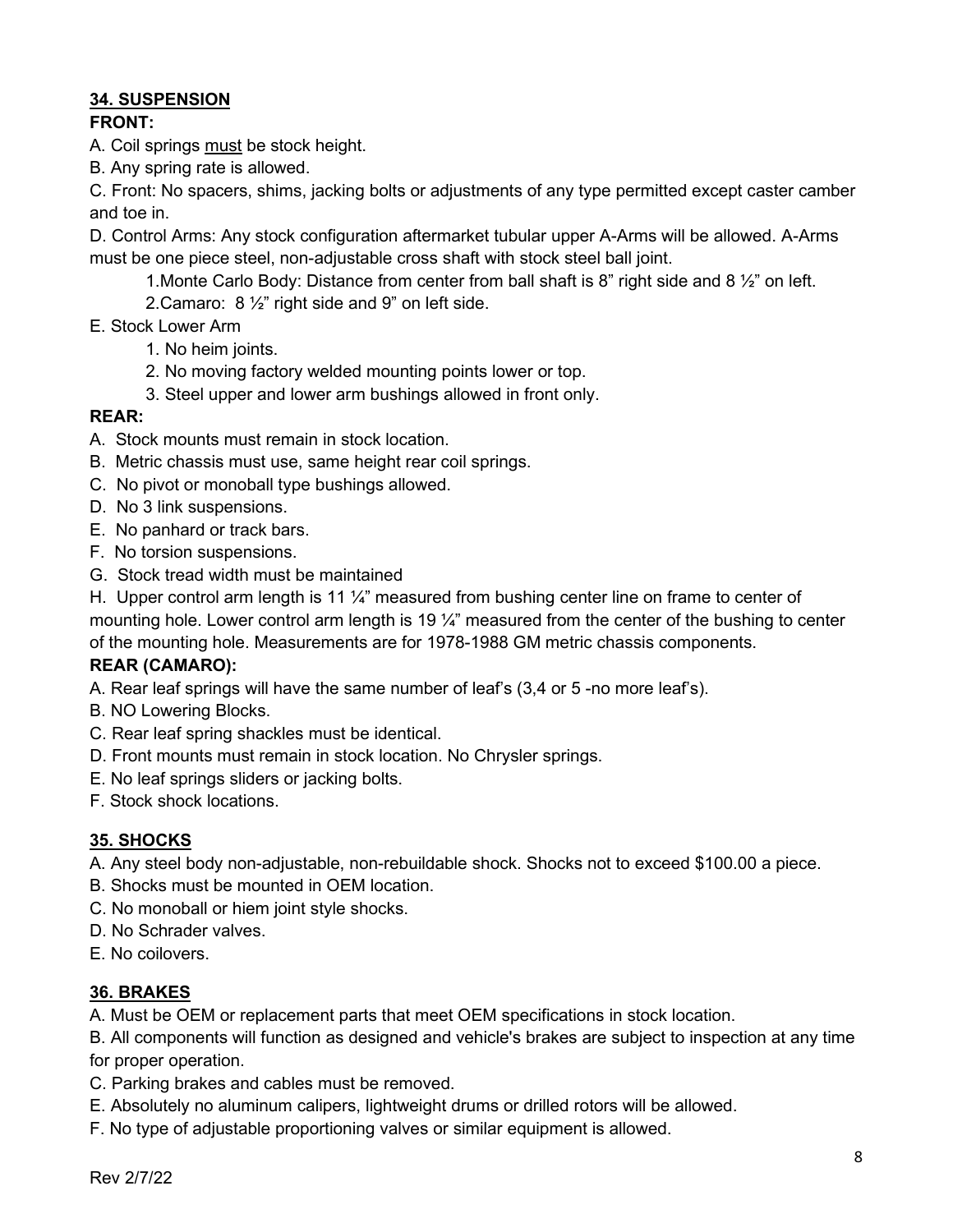## 34. SUSPENSION

**FRONT:**

A. Coil springs must be stock height.

B. Any spring rate is allowed.

C. Front: No spacers, shims, jacking bolts or adjustments of any type permitted except caster camber and toe in.

D. Control Arms: Any stock configuration aftermarket tubular upper A-Arms will be allowed. A-Arms must be one piece steel, non-adjustable cross shaft with stock steel ball joint.

1.Monte Carlo Body: Distance from center from ball shaft is 8" right side and 8 ½" on left.

2.Camaro: 8 ½" right side and 9" on left side.

E. Stock Lower Arm

1. No heim joints.
2. No moving factory welded mounting points lower or top.
3. Steel upper and lower arm bushings allowed in front only.

**REAR:**

A. Stock mounts must remain in stock location.

B. Metric chassis must use, same height rear coil springs.

C. No pivot or monoball type bushings allowed.

D. No 3 link suspensions.

E. No panhard or track bars.

F. No torsion suspensions.

G. Stock tread width must be maintained

H. Upper control arm length is 11 ¼" measured from bushing center line on frame to center of mounting hole. Lower control arm length is 19 ¼" measured from the center of the bushing to center of the mounting hole. Measurements are for 1978-1988 GM metric chassis components.

**REAR (CAMARO):**

A. Rear leaf springs will have the same number of leaf's (3,4 or 5 -no more leaf's).

B. NO Lowering Blocks.

C. Rear leaf spring shackles must be identical.

D. Front mounts must remain in stock location. No Chrysler springs.

E. No leaf springs sliders or jacking bolts.

F. Stock shock locations.

## 35. SHOCKS

A. Any steel body non-adjustable, non-rebuildable shock. Shocks not to exceed $100.00 a piece.

B. Shocks must be mounted in OEM location.

C. No monoball or hiem joint style shocks.

D. No Schrader valves.

E. No coilovers.

## 36. BRAKES

A. Must be OEM or replacement parts that meet OEM specifications in stock location.

B. All components will function as designed and vehicle's brakes are subject to inspection at any time for proper operation.

C. Parking brakes and cables must be removed.

E. Absolutely no aluminum calipers, lightweight drums or drilled rotors will be allowed.

F. No type of adjustable proportioning valves or similar equipment is allowed.

Rev 2/7/22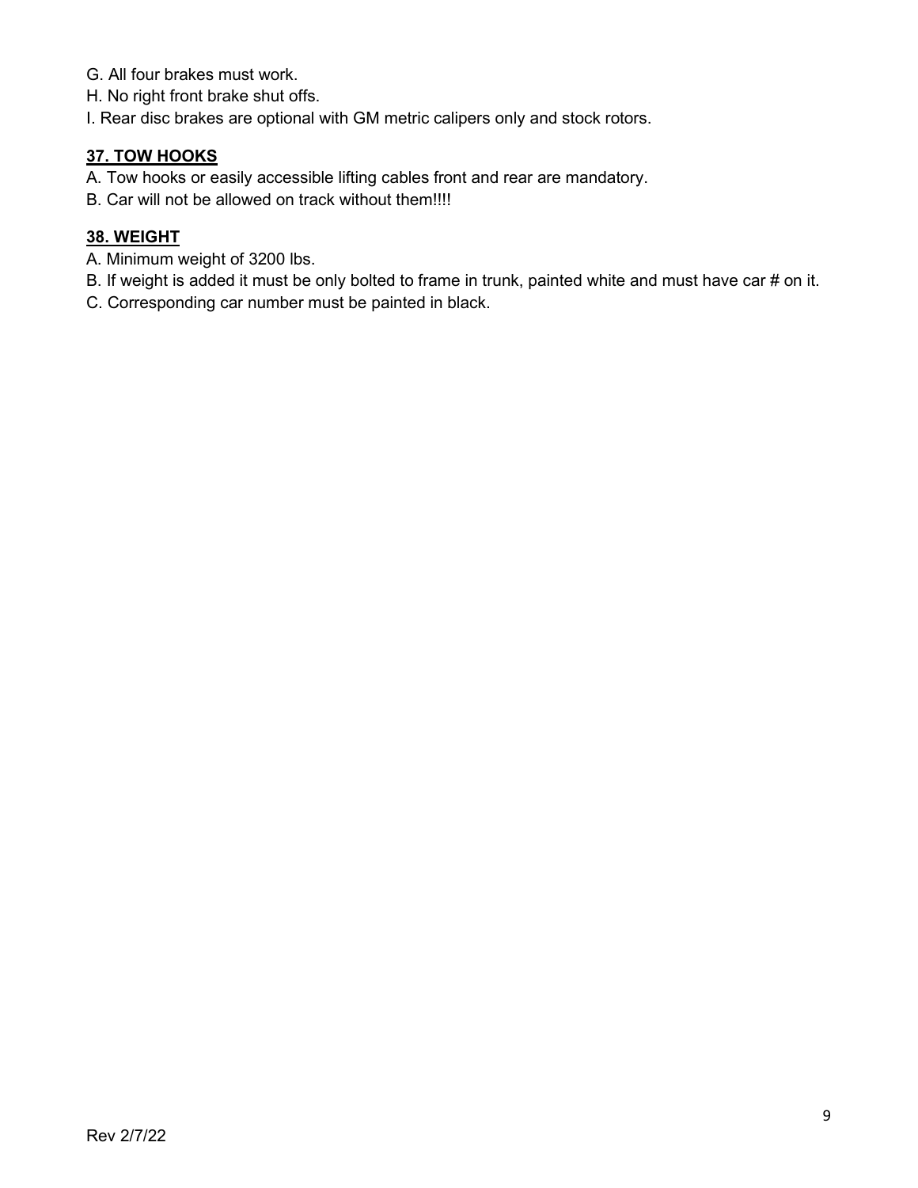G. All four brakes must work.

H. No right front brake shut offs.

I. Rear disc brakes are optional with GM metric calipers only and stock rotors.

## 37. TOW HOOKS

A. Tow hooks or easily accessible lifting cables front and rear are mandatory.

B. Car will not be allowed on track without them!!!!

## 38. WEIGHT

A. Minimum weight of 3200 lbs.

B. If weight is added it must be only bolted to frame in trunk, painted white and must have car # on it.

C. Corresponding car number must be painted in black.

Rev 2/7/22